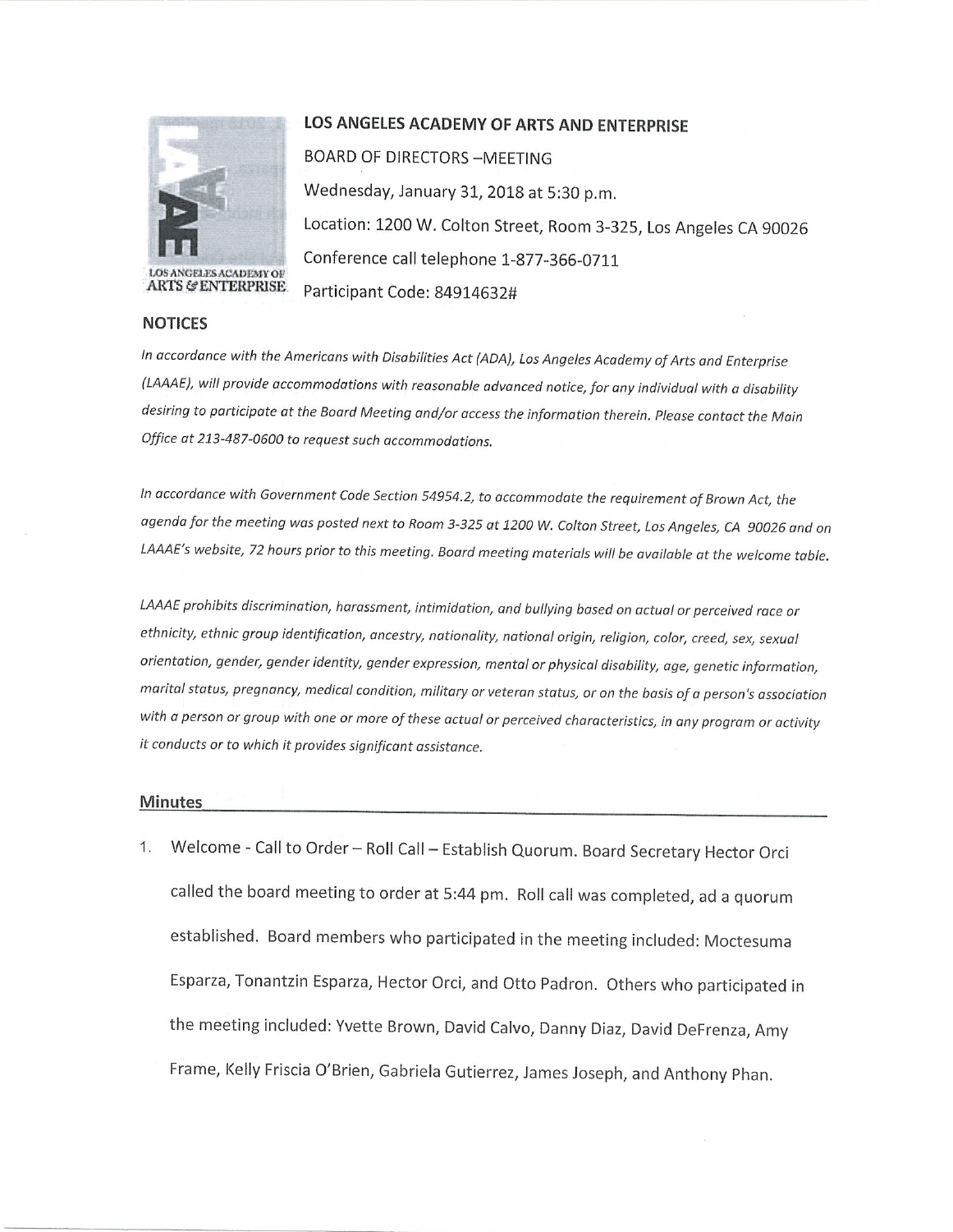LOS ANGELES ACADEMY OF ARTS & ENTERPRISE

# LOS ANGELES ACADEMY OF ARTS AND ENTERPRISE

BOARD OF DIRECTORS –MEETING

Wednesday, January 31, 2018 at 5:30 p.m.

Location: 1200 W. Colton Street, Room 3-325, Los Angeles CA 90026

Conference call telephone 1-877-366-0711

Participant Code: 84914632#

## NOTICES

*In accordance with the Americans with Disabilities Act (ADA), Los Angeles Academy of Arts and Enterprise (LAAAE), will provide accommodations with reasonable advanced notice, for any individual with a disability desiring to participate at the Board Meeting and/or access the information therein. Please contact the Main Office at 213-487-0600 to request such accommodations.*

*In accordance with Government Code Section 54954.2, to accommodate the requirement of Brown Act, the agenda for the meeting was posted next to Room 3-325 at 1200 W. Colton Street, Los Angeles, CA 90026 and on LAAAE's website, 72 hours prior to this meeting. Board meeting materials will be available at the welcome table.*

*LAAAE prohibits discrimination, harassment, intimidation, and bullying based on actual or perceived race or ethnicity, ethnic group identification, ancestry, nationality, national origin, religion, color, creed, sex, sexual orientation, gender, gender identity, gender expression, mental or physical disability, age, genetic information, marital status, pregnancy, medical condition, military or veteran status, or on the basis of a person's association with a person or group with one or more of these actual or perceived characteristics, in any program or activity it conducts or to which it provides significant assistance.*

## Minutes

1. Welcome - Call to Order – Roll Call – Establish Quorum. Board Secretary Hector Orci called the board meeting to order at 5:44 pm. Roll call was completed, ad a quorum established. Board members who participated in the meeting included: Moctesuma Esparza, Tonantzin Esparza, Hector Orci, and Otto Padron. Others who participated in the meeting included: Yvette Brown, David Calvo, Danny Diaz, David DeFrenza, Amy Frame, Kelly Friscia O'Brien, Gabriela Gutierrez, James Joseph, and Anthony Phan.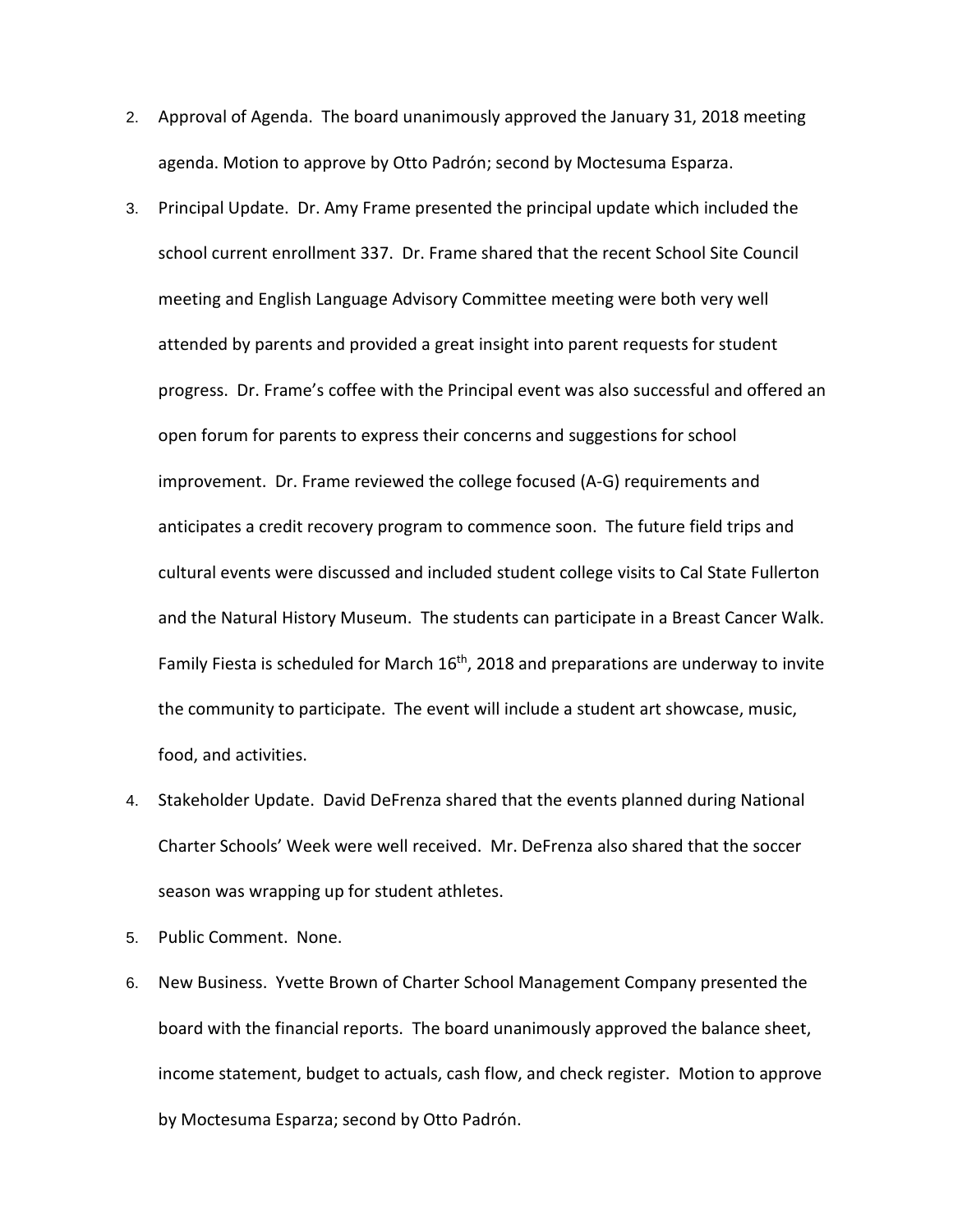2. Approval of Agenda. The board unanimously approved the January 31, 2018 meeting agenda. Motion to approve by Otto Padrón; second by Moctesuma Esparza.
3. Principal Update. Dr. Amy Frame presented the principal update which included the school current enrollment 337. Dr. Frame shared that the recent School Site Council meeting and English Language Advisory Committee meeting were both very well attended by parents and provided a great insight into parent requests for student progress. Dr. Frame's coffee with the Principal event was also successful and offered an open forum for parents to express their concerns and suggestions for school improvement. Dr. Frame reviewed the college focused (A-G) requirements and anticipates a credit recovery program to commence soon. The future field trips and cultural events were discussed and included student college visits to Cal State Fullerton and the Natural History Museum. The students can participate in a Breast Cancer Walk. Family Fiesta is scheduled for March 16th, 2018 and preparations are underway to invite the community to participate. The event will include a student art showcase, music, food, and activities.
4. Stakeholder Update. David DeFrenza shared that the events planned during National Charter Schools' Week were well received. Mr. DeFrenza also shared that the soccer season was wrapping up for student athletes.
5. Public Comment. None.
6. New Business. Yvette Brown of Charter School Management Company presented the board with the financial reports. The board unanimously approved the balance sheet, income statement, budget to actuals, cash flow, and check register. Motion to approve by Moctesuma Esparza; second by Otto Padrón.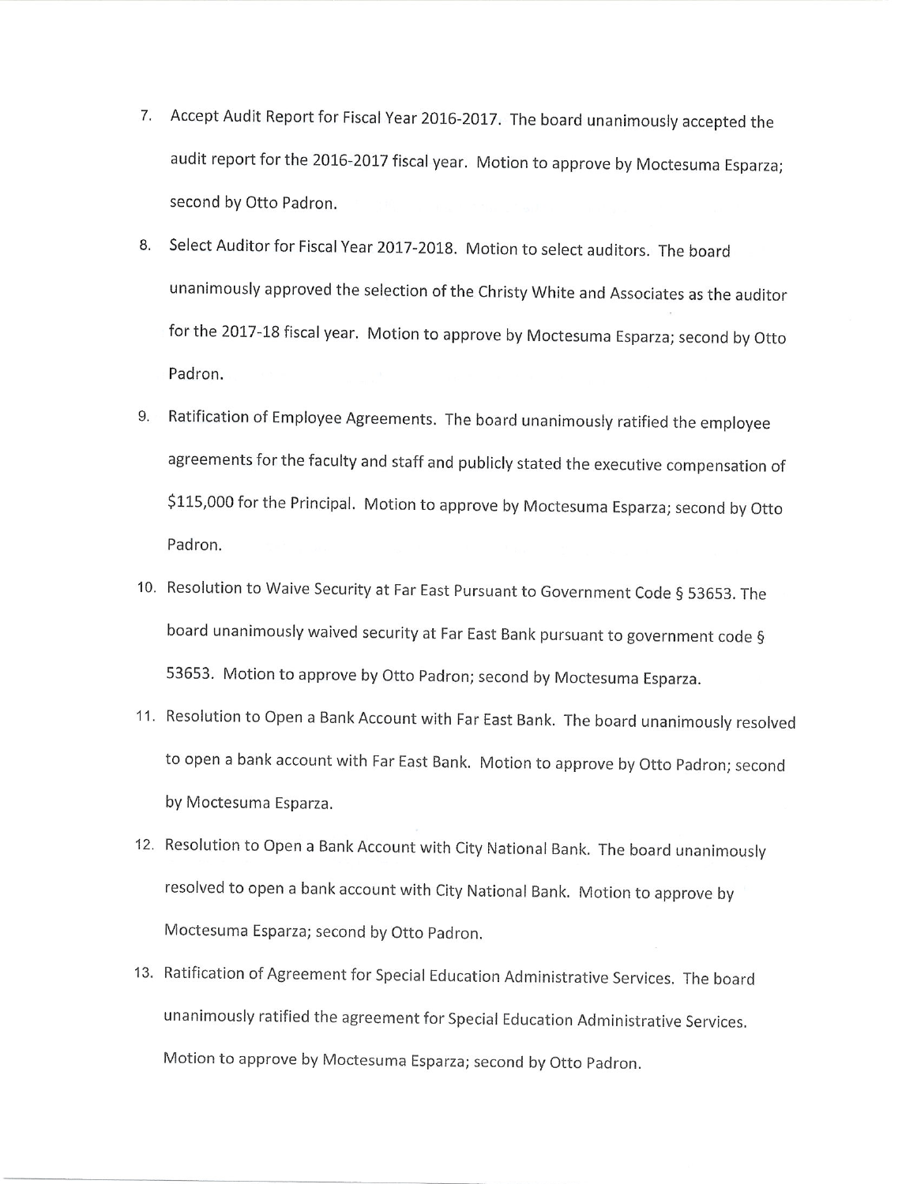7. Accept Audit Report for Fiscal Year 2016-2017. The board unanimously accepted the audit report for the 2016-2017 fiscal year. Motion to approve by Moctesuma Esparza; second by Otto Padron.

8. Select Auditor for Fiscal Year 2017-2018. Motion to select auditors. The board unanimously approved the selection of the Christy White and Associates as the auditor for the 2017-18 fiscal year. Motion to approve by Moctesuma Esparza; second by Otto Padron.

9. Ratification of Employee Agreements. The board unanimously ratified the employee agreements for the faculty and staff and publicly stated the executive compensation of $115,000 for the Principal. Motion to approve by Moctesuma Esparza; second by Otto Padron.

10. Resolution to Waive Security at Far East Pursuant to Government Code § 53653. The board unanimously waived security at Far East Bank pursuant to government code § 53653. Motion to approve by Otto Padron; second by Moctesuma Esparza.

11. Resolution to Open a Bank Account with Far East Bank. The board unanimously resolved to open a bank account with Far East Bank. Motion to approve by Otto Padron; second by Moctesuma Esparza.

12. Resolution to Open a Bank Account with City National Bank. The board unanimously resolved to open a bank account with City National Bank. Motion to approve by Moctesuma Esparza; second by Otto Padron.

13. Ratification of Agreement for Special Education Administrative Services. The board unanimously ratified the agreement for Special Education Administrative Services. Motion to approve by Moctesuma Esparza; second by Otto Padron.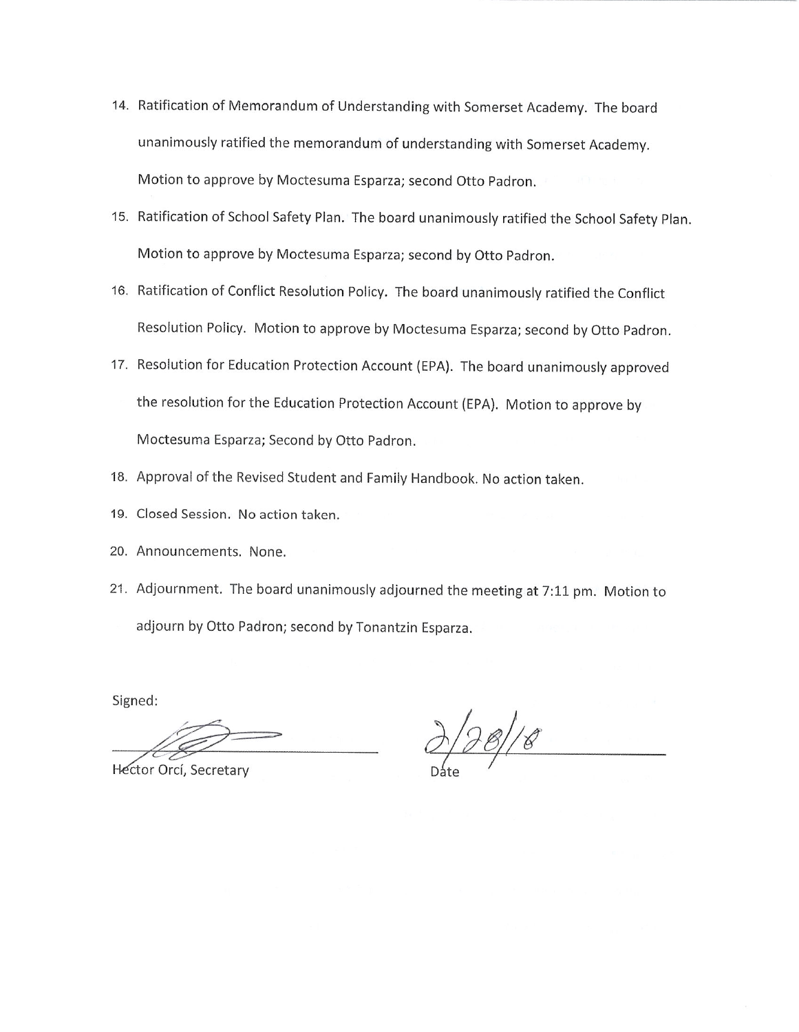14. Ratification of Memorandum of Understanding with Somerset Academy. The board unanimously ratified the memorandum of understanding with Somerset Academy. Motion to approve by Moctesuma Esparza; second Otto Padron.
15. Ratification of School Safety Plan. The board unanimously ratified the School Safety Plan. Motion to approve by Moctesuma Esparza; second by Otto Padron.
16. Ratification of Conflict Resolution Policy. The board unanimously ratified the Conflict Resolution Policy. Motion to approve by Moctesuma Esparza; second by Otto Padron.
17. Resolution for Education Protection Account (EPA). The board unanimously approved the resolution for the Education Protection Account (EPA). Motion to approve by Moctesuma Esparza; Second by Otto Padron.
18. Approval of the Revised Student and Family Handbook. No action taken.
19. Closed Session. No action taken.
20. Announcements. None.
21. Adjournment. The board unanimously adjourned the meeting at 7:11 pm. Motion to adjourn by Otto Padron; second by Tonantzin Esparza.

Signed:

Héctor Orcí, Secretary

2/28/18

Date